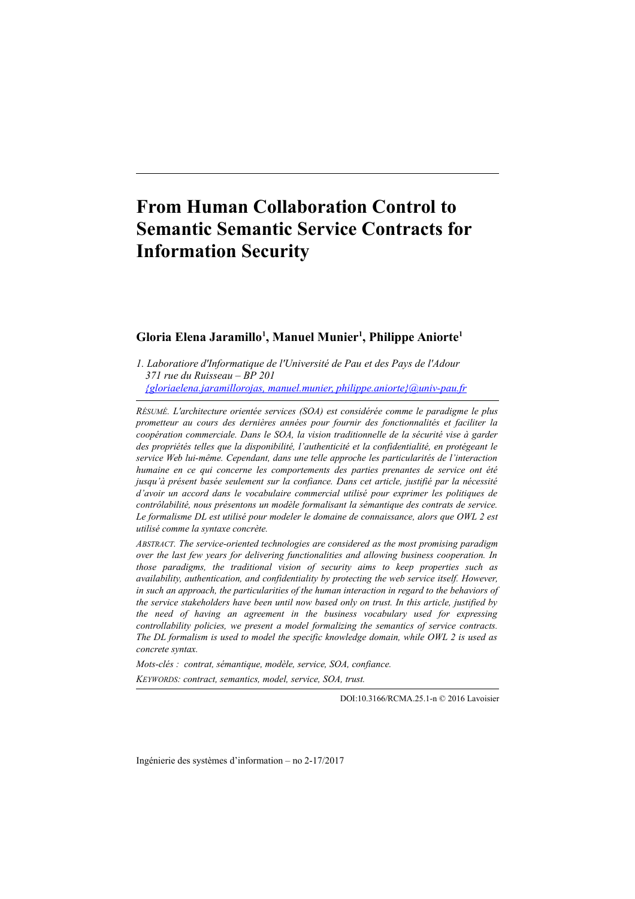# From Human Collaboration Control to Semantic Semantic Service Contracts for Information Security

**Gloria Elena Jaramillo[1], Manuel Munier[1], Philippe Aniorte[1]**

*1. Laboratiore d'Informatique de l'Université de Pau et des Pays de l'Adour*
*371 rue du Ruisseau – BP 201*
*{gloriaelena.jaramillorojas, manuel.munier, philippe.aniorte}@univ-pau.fr*

---

*RÉSUMÉ. L'architecture orientée services (SOA) est considérée comme le paradigme le plus prometteur au cours des dernières années pour fournir des fonctionnalités et faciliter la coopération commerciale. Dans le SOA, la vision traditionnelle de la sécurité vise à garder des propriétés telles que la disponibilité, l'authenticité et la confidentialité, en protégeant le service Web lui-même. Cependant, dans une telle approche les particularités de l'interaction humaine en ce qui concerne les comportements des parties prenantes de service ont été jusqu'à présent basée seulement sur la confiance. Dans cet article, justifié par la nécessité d'avoir un accord dans le vocabulaire commercial utilisé pour exprimer les politiques de contrôlabilité, nous présentons un modèle formalisant la sémantique des contrats de service. Le formalisme DL est utilisé pour modeler le domaine de connaissance, alors que OWL 2 est utilisé comme la syntaxe concrète.*

*ABSTRACT. The service-oriented technologies are considered as the most promising paradigm over the last few years for delivering functionalities and allowing business cooperation. In those paradigms, the traditional vision of security aims to keep properties such as availability, authentication, and confidentiality by protecting the web service itself. However, in such an approach, the particularities of the human interaction in regard to the behaviors of the service stakeholders have been until now based only on trust. In this article, justified by the need of having an agreement in the business vocabulary used for expressing controllability policies, we present a model formalizing the semantics of service contracts. The DL formalism is used to model the specific knowledge domain, while OWL 2 is used as concrete syntax.*

*Mots-clés : contrat, sémantique, modèle, service, SOA, confiance.*

*KEYWORDS: contract, semantics, model, service, SOA, trust.*

---

DOI:10.3166/RCMA.25.1-n © 2016 Lavoisier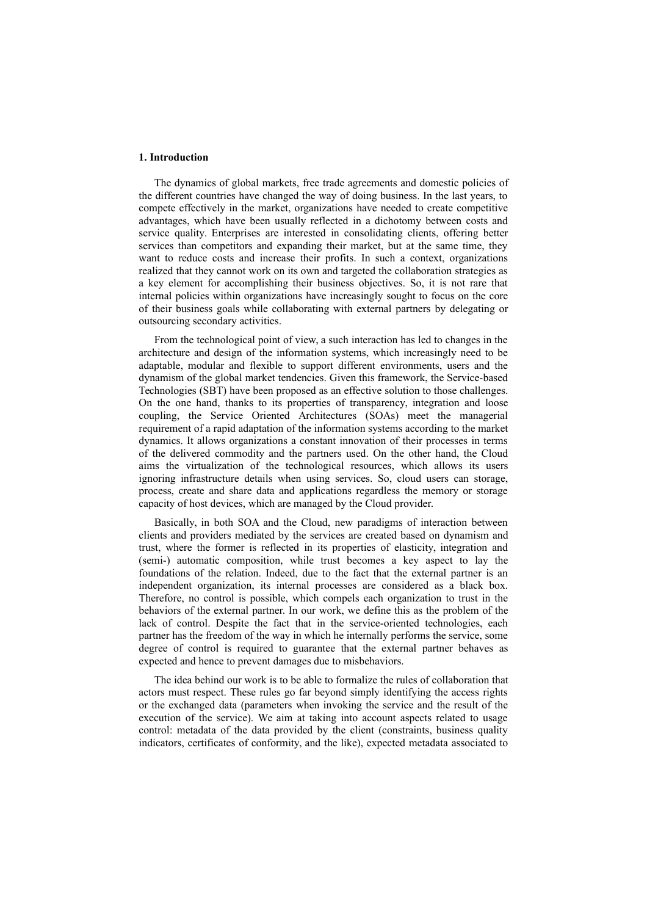# 1. Introduction

The dynamics of global markets, free trade agreements and domestic policies of the different countries have changed the way of doing business. In the last years, to compete effectively in the market, organizations have needed to create competitive advantages, which have been usually reflected in a dichotomy between costs and service quality. Enterprises are interested in consolidating clients, offering better services than competitors and expanding their market, but at the same time, they want to reduce costs and increase their profits. In such a context, organizations realized that they cannot work on its own and targeted the collaboration strategies as a key element for accomplishing their business objectives. So, it is not rare that internal policies within organizations have increasingly sought to focus on the core of their business goals while collaborating with external partners by delegating or outsourcing secondary activities.

From the technological point of view, a such interaction has led to changes in the architecture and design of the information systems, which increasingly need to be adaptable, modular and flexible to support different environments, users and the dynamism of the global market tendencies. Given this framework, the Service-based Technologies (SBT) have been proposed as an effective solution to those challenges. On the one hand, thanks to its properties of transparency, integration and loose coupling, the Service Oriented Architectures (SOAs) meet the managerial requirement of a rapid adaptation of the information systems according to the market dynamics. It allows organizations a constant innovation of their processes in terms of the delivered commodity and the partners used. On the other hand, the Cloud aims the virtualization of the technological resources, which allows its users ignoring infrastructure details when using services. So, cloud users can storage, process, create and share data and applications regardless the memory or storage capacity of host devices, which are managed by the Cloud provider.

Basically, in both SOA and the Cloud, new paradigms of interaction between clients and providers mediated by the services are created based on dynamism and trust, where the former is reflected in its properties of elasticity, integration and (semi-) automatic composition, while trust becomes a key aspect to lay the foundations of the relation. Indeed, due to the fact that the external partner is an independent organization, its internal processes are considered as a black box. Therefore, no control is possible, which compels each organization to trust in the behaviors of the external partner. In our work, we define this as the problem of the lack of control. Despite the fact that in the service-oriented technologies, each partner has the freedom of the way in which he internally performs the service, some degree of control is required to guarantee that the external partner behaves as expected and hence to prevent damages due to misbehaviors.

The idea behind our work is to be able to formalize the rules of collaboration that actors must respect. These rules go far beyond simply identifying the access rights or the exchanged data (parameters when invoking the service and the result of the execution of the service). We aim at taking into account aspects related to usage control: metadata of the data provided by the client (constraints, business quality indicators, certificates of conformity, and the like), expected metadata associated to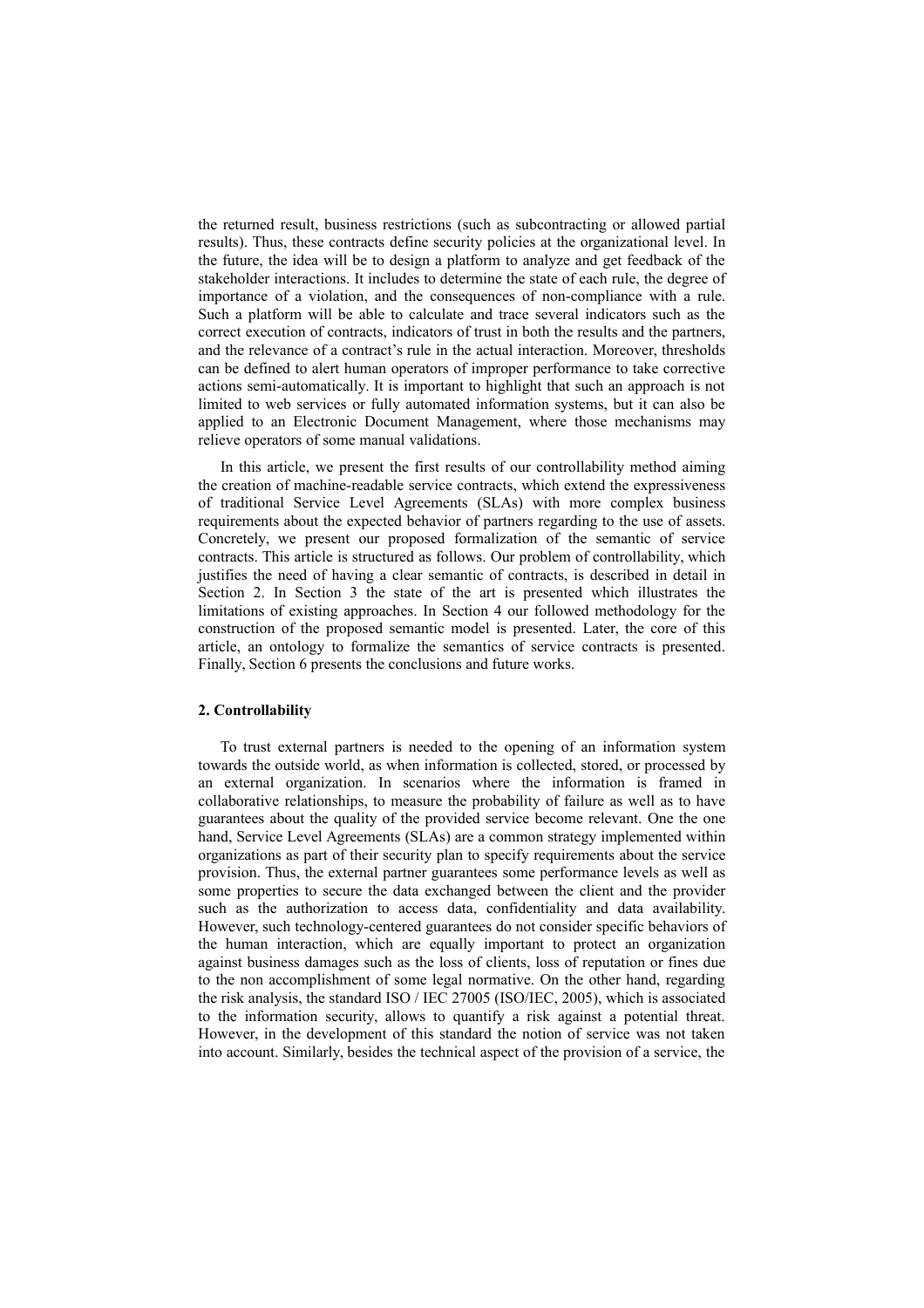the returned result, business restrictions (such as subcontracting or allowed partial results). Thus, these contracts define security policies at the organizational level. In the future, the idea will be to design a platform to analyze and get feedback of the stakeholder interactions. It includes to determine the state of each rule, the degree of importance of a violation, and the consequences of non-compliance with a rule. Such a platform will be able to calculate and trace several indicators such as the correct execution of contracts, indicators of trust in both the results and the partners, and the relevance of a contract's rule in the actual interaction. Moreover, thresholds can be defined to alert human operators of improper performance to take corrective actions semi-automatically. It is important to highlight that such an approach is not limited to web services or fully automated information systems, but it can also be applied to an Electronic Document Management, where those mechanisms may relieve operators of some manual validations.

In this article, we present the first results of our controllability method aiming the creation of machine-readable service contracts, which extend the expressiveness of traditional Service Level Agreements (SLAs) with more complex business requirements about the expected behavior of partners regarding to the use of assets. Concretely, we present our proposed formalization of the semantic of service contracts. This article is structured as follows. Our problem of controllability, which justifies the need of having a clear semantic of contracts, is described in detail in Section 2. In Section 3 the state of the art is presented which illustrates the limitations of existing approaches. In Section 4 our followed methodology for the construction of the proposed semantic model is presented. Later, the core of this article, an ontology to formalize the semantics of service contracts is presented. Finally, Section 6 presents the conclusions and future works.

## 2. Controllability

To trust external partners is needed to the opening of an information system towards the outside world, as when information is collected, stored, or processed by an external organization. In scenarios where the information is framed in collaborative relationships, to measure the probability of failure as well as to have guarantees about the quality of the provided service become relevant. One the one hand, Service Level Agreements (SLAs) are a common strategy implemented within organizations as part of their security plan to specify requirements about the service provision. Thus, the external partner guarantees some performance levels as well as some properties to secure the data exchanged between the client and the provider such as the authorization to access data, confidentiality and data availability. However, such technology-centered guarantees do not consider specific behaviors of the human interaction, which are equally important to protect an organization against business damages such as the loss of clients, loss of reputation or fines due to the non accomplishment of some legal normative. On the other hand, regarding the risk analysis, the standard ISO / IEC 27005 (ISO/IEC, 2005), which is associated to the information security, allows to quantify a risk against a potential threat. However, in the development of this standard the notion of service was not taken into account. Similarly, besides the technical aspect of the provision of a service, the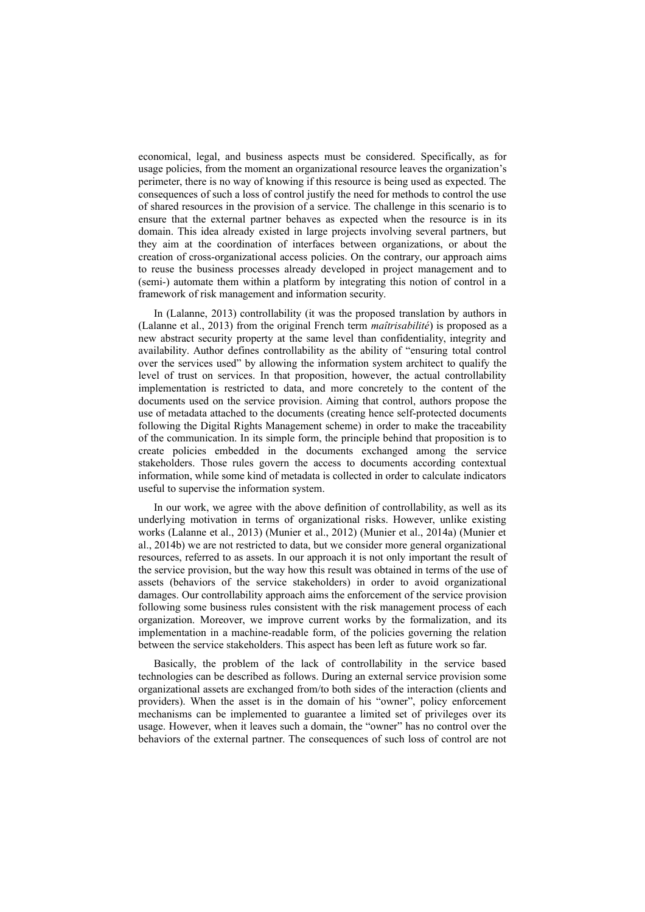economical, legal, and business aspects must be considered. Specifically, as for usage policies, from the moment an organizational resource leaves the organization's perimeter, there is no way of knowing if this resource is being used as expected. The consequences of such a loss of control justify the need for methods to control the use of shared resources in the provision of a service. The challenge in this scenario is to ensure that the external partner behaves as expected when the resource is in its domain. This idea already existed in large projects involving several partners, but they aim at the coordination of interfaces between organizations, or about the creation of cross-organizational access policies. On the contrary, our approach aims to reuse the business processes already developed in project management and to (semi-) automate them within a platform by integrating this notion of control in a framework of risk management and information security.

In (Lalanne, 2013) controllability (it was the proposed translation by authors in (Lalanne et al., 2013) from the original French term *maîtrisabilité*) is proposed as a new abstract security property at the same level than confidentiality, integrity and availability. Author defines controllability as the ability of "ensuring total control over the services used" by allowing the information system architect to qualify the level of trust on services. In that proposition, however, the actual controllability implementation is restricted to data, and more concretely to the content of the documents used on the service provision. Aiming that control, authors propose the use of metadata attached to the documents (creating hence self-protected documents following the Digital Rights Management scheme) in order to make the traceability of the communication. In its simple form, the principle behind that proposition is to create policies embedded in the documents exchanged among the service stakeholders. Those rules govern the access to documents according contextual information, while some kind of metadata is collected in order to calculate indicators useful to supervise the information system.

In our work, we agree with the above definition of controllability, as well as its underlying motivation in terms of organizational risks. However, unlike existing works (Lalanne et al., 2013) (Munier et al., 2012) (Munier et al., 2014a) (Munier et al., 2014b) we are not restricted to data, but we consider more general organizational resources, referred to as assets. In our approach it is not only important the result of the service provision, but the way how this result was obtained in terms of the use of assets (behaviors of the service stakeholders) in order to avoid organizational damages. Our controllability approach aims the enforcement of the service provision following some business rules consistent with the risk management process of each organization. Moreover, we improve current works by the formalization, and its implementation in a machine-readable form, of the policies governing the relation between the service stakeholders. This aspect has been left as future work so far.

Basically, the problem of the lack of controllability in the service based technologies can be described as follows. During an external service provision some organizational assets are exchanged from/to both sides of the interaction (clients and providers). When the asset is in the domain of his "owner", policy enforcement mechanisms can be implemented to guarantee a limited set of privileges over its usage. However, when it leaves such a domain, the "owner" has no control over the behaviors of the external partner. The consequences of such loss of control are not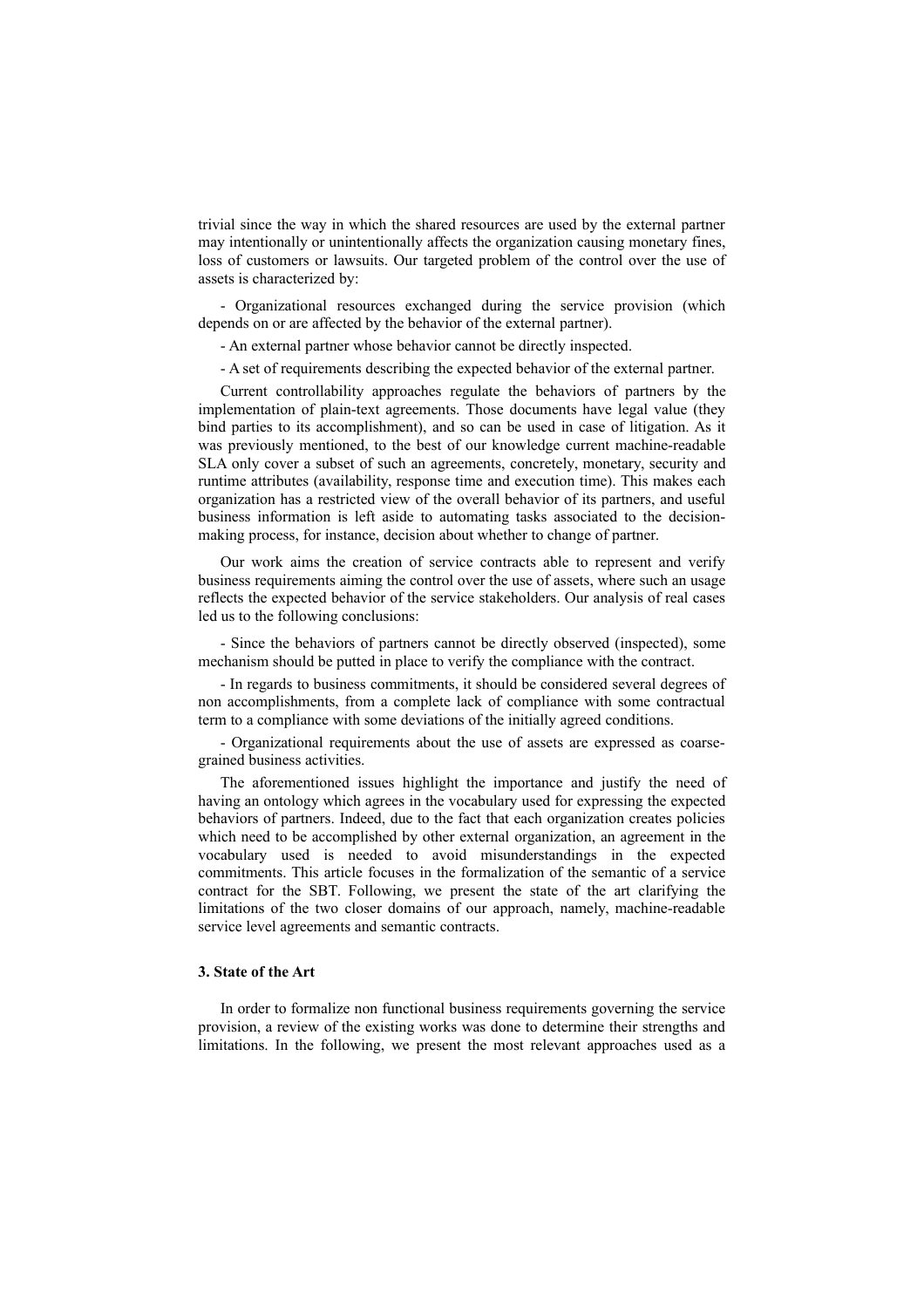trivial since the way in which the shared resources are used by the external partner may intentionally or unintentionally affects the organization causing monetary fines, loss of customers or lawsuits. Our targeted problem of the control over the use of assets is characterized by:

- Organizational resources exchanged during the service provision (which depends on or are affected by the behavior of the external partner).

- An external partner whose behavior cannot be directly inspected.

- A set of requirements describing the expected behavior of the external partner.

Current controllability approaches regulate the behaviors of partners by the implementation of plain-text agreements. Those documents have legal value (they bind parties to its accomplishment), and so can be used in case of litigation. As it was previously mentioned, to the best of our knowledge current machine-readable SLA only cover a subset of such an agreements, concretely, monetary, security and runtime attributes (availability, response time and execution time). This makes each organization has a restricted view of the overall behavior of its partners, and useful business information is left aside to automating tasks associated to the decision-making process, for instance, decision about whether to change of partner.

Our work aims the creation of service contracts able to represent and verify business requirements aiming the control over the use of assets, where such an usage reflects the expected behavior of the service stakeholders. Our analysis of real cases led us to the following conclusions:

- Since the behaviors of partners cannot be directly observed (inspected), some mechanism should be putted in place to verify the compliance with the contract.

- In regards to business commitments, it should be considered several degrees of non accomplishments, from a complete lack of compliance with some contractual term to a compliance with some deviations of the initially agreed conditions.

- Organizational requirements about the use of assets are expressed as coarse-grained business activities.

The aforementioned issues highlight the importance and justify the need of having an ontology which agrees in the vocabulary used for expressing the expected behaviors of partners. Indeed, due to the fact that each organization creates policies which need to be accomplished by other external organization, an agreement in the vocabulary used is needed to avoid misunderstandings in the expected commitments. This article focuses in the formalization of the semantic of a service contract for the SBT. Following, we present the state of the art clarifying the limitations of the two closer domains of our approach, namely, machine-readable service level agreements and semantic contracts.

### 3. State of the Art

In order to formalize non functional business requirements governing the service provision, a review of the existing works was done to determine their strengths and limitations. In the following, we present the most relevant approaches used as a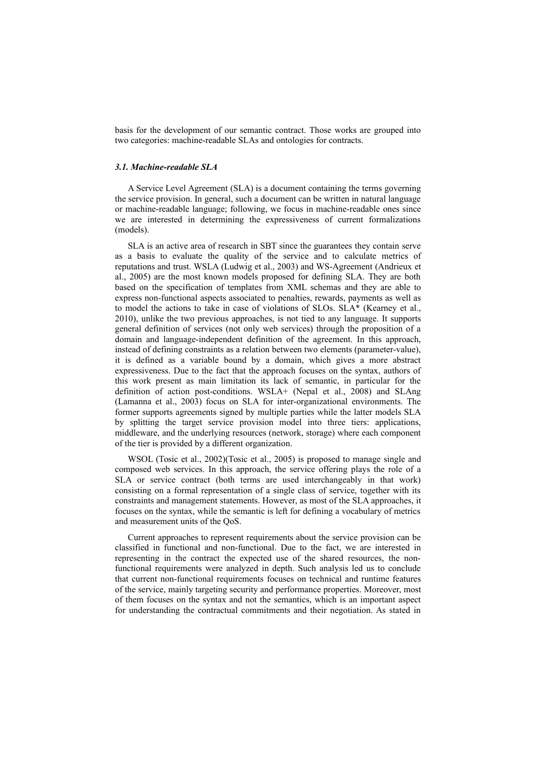basis for the development of our semantic contract. Those works are grouped into two categories: machine-readable SLAs and ontologies for contracts.

### *3.1. Machine-readable SLA*

A Service Level Agreement (SLA) is a document containing the terms governing the service provision. In general, such a document can be written in natural language or machine-readable language; following, we focus in machine-readable ones since we are interested in determining the expressiveness of current formalizations (models).

SLA is an active area of research in SBT since the guarantees they contain serve as a basis to evaluate the quality of the service and to calculate metrics of reputations and trust. WSLA (Ludwig et al., 2003) and WS-Agreement (Andrieux et al., 2005) are the most known models proposed for defining SLA. They are both based on the specification of templates from XML schemas and they are able to express non-functional aspects associated to penalties, rewards, payments as well as to model the actions to take in case of violations of SLOs. SLA* (Kearney et al., 2010), unlike the two previous approaches, is not tied to any language. It supports general definition of services (not only web services) through the proposition of a domain and language-independent definition of the agreement. In this approach, instead of defining constraints as a relation between two elements (parameter-value), it is defined as a variable bound by a domain, which gives a more abstract expressiveness. Due to the fact that the approach focuses on the syntax, authors of this work present as main limitation its lack of semantic, in particular for the definition of action post-conditions. WSLA+ (Nepal et al., 2008) and SLAng (Lamanna et al., 2003) focus on SLA for inter-organizational environments. The former supports agreements signed by multiple parties while the latter models SLA by splitting the target service provision model into three tiers: applications, middleware, and the underlying resources (network, storage) where each component of the tier is provided by a different organization.

WSOL (Tosic et al., 2002)(Tosic et al., 2005) is proposed to manage single and composed web services. In this approach, the service offering plays the role of a SLA or service contract (both terms are used interchangeably in that work) consisting on a formal representation of a single class of service, together with its constraints and management statements. However, as most of the SLA approaches, it focuses on the syntax, while the semantic is left for defining a vocabulary of metrics and measurement units of the QoS.

Current approaches to represent requirements about the service provision can be classified in functional and non-functional. Due to the fact, we are interested in representing in the contract the expected use of the shared resources, the non-functional requirements were analyzed in depth. Such analysis led us to conclude that current non-functional requirements focuses on technical and runtime features of the service, mainly targeting security and performance properties. Moreover, most of them focuses on the syntax and not the semantics, which is an important aspect for understanding the contractual commitments and their negotiation. As stated in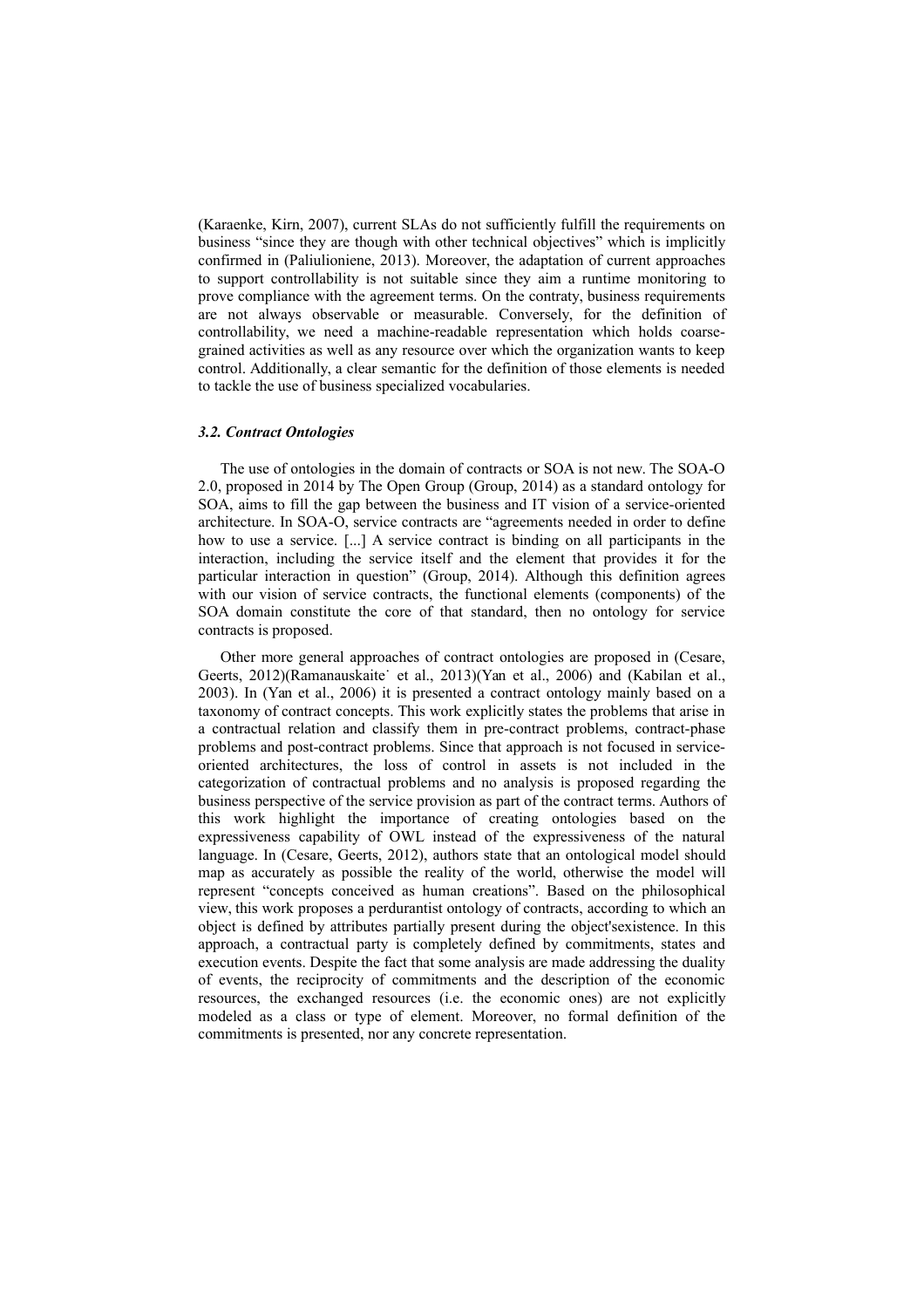(Karaenke, Kirn, 2007), current SLAs do not sufficiently fulfill the requirements on business "since they are though with other technical objectives" which is implicitly confirmed in (Paliulioniene, 2013). Moreover, the adaptation of current approaches to support controllability is not suitable since they aim a runtime monitoring to prove compliance with the agreement terms. On the contraty, business requirements are not always observable or measurable. Conversely, for the definition of controllability, we need a machine-readable representation which holds coarse-grained activities as well as any resource over which the organization wants to keep control. Additionally, a clear semantic for the definition of those elements is needed to tackle the use of business specialized vocabularies.

### *3.2. Contract Ontologies*

The use of ontologies in the domain of contracts or SOA is not new. The SOA-O 2.0, proposed in 2014 by The Open Group (Group, 2014) as a standard ontology for SOA, aims to fill the gap between the business and IT vision of a service-oriented architecture. In SOA-O, service contracts are "agreements needed in order to define how to use a service. [...] A service contract is binding on all participants in the interaction, including the service itself and the element that provides it for the particular interaction in question" (Group, 2014). Although this definition agrees with our vision of service contracts, the functional elements (components) of the SOA domain constitute the core of that standard, then no ontology for service contracts is proposed.

Other more general approaches of contract ontologies are proposed in (Cesare, Geerts, 2012)(Ramanauskaite˙ et al., 2013)(Yan et al., 2006) and (Kabilan et al., 2003). In (Yan et al., 2006) it is presented a contract ontology mainly based on a taxonomy of contract concepts. This work explicitly states the problems that arise in a contractual relation and classify them in pre-contract problems, contract-phase problems and post-contract problems. Since that approach is not focused in service-oriented architectures, the loss of control in assets is not included in the categorization of contractual problems and no analysis is proposed regarding the business perspective of the service provision as part of the contract terms. Authors of this work highlight the importance of creating ontologies based on the expressiveness capability of OWL instead of the expressiveness of the natural language. In (Cesare, Geerts, 2012), authors state that an ontological model should map as accurately as possible the reality of the world, otherwise the model will represent "concepts conceived as human creations". Based on the philosophical view, this work proposes a perdurantist ontology of contracts, according to which an object is defined by attributes partially present during the object'sexistence. In this approach, a contractual party is completely defined by commitments, states and execution events. Despite the fact that some analysis are made addressing the duality of events, the reciprocity of commitments and the description of the economic resources, the exchanged resources (i.e. the economic ones) are not explicitly modeled as a class or type of element. Moreover, no formal definition of the commitments is presented, nor any concrete representation.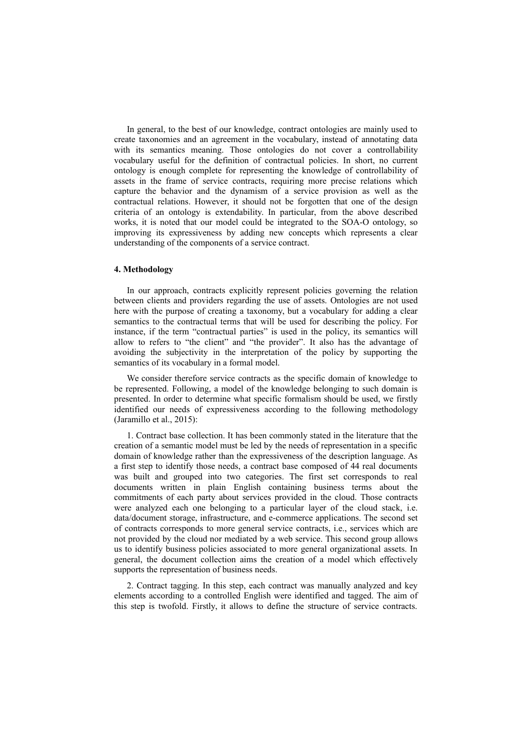In general, to the best of our knowledge, contract ontologies are mainly used to create taxonomies and an agreement in the vocabulary, instead of annotating data with its semantics meaning. Those ontologies do not cover a controllability vocabulary useful for the definition of contractual policies. In short, no current ontology is enough complete for representing the knowledge of controllability of assets in the frame of service contracts, requiring more precise relations which capture the behavior and the dynamism of a service provision as well as the contractual relations. However, it should not be forgotten that one of the design criteria of an ontology is extendability. In particular, from the above described works, it is noted that our model could be integrated to the SOA-O ontology, so improving its expressiveness by adding new concepts which represents a clear understanding of the components of a service contract.

## 4. Methodology

In our approach, contracts explicitly represent policies governing the relation between clients and providers regarding the use of assets. Ontologies are not used here with the purpose of creating a taxonomy, but a vocabulary for adding a clear semantics to the contractual terms that will be used for describing the policy. For instance, if the term "contractual parties" is used in the policy, its semantics will allow to refers to "the client" and "the provider". It also has the advantage of avoiding the subjectivity in the interpretation of the policy by supporting the semantics of its vocabulary in a formal model.

We consider therefore service contracts as the specific domain of knowledge to be represented. Following, a model of the knowledge belonging to such domain is presented. In order to determine what specific formalism should be used, we firstly identified our needs of expressiveness according to the following methodology (Jaramillo et al., 2015):

1. Contract base collection. It has been commonly stated in the literature that the creation of a semantic model must be led by the needs of representation in a specific domain of knowledge rather than the expressiveness of the description language. As a first step to identify those needs, a contract base composed of 44 real documents was built and grouped into two categories. The first set corresponds to real documents written in plain English containing business terms about the commitments of each party about services provided in the cloud. Those contracts were analyzed each one belonging to a particular layer of the cloud stack, i.e. data/document storage, infrastructure, and e-commerce applications. The second set of contracts corresponds to more general service contracts, i.e., services which are not provided by the cloud nor mediated by a web service. This second group allows us to identify business policies associated to more general organizational assets. In general, the document collection aims the creation of a model which effectively supports the representation of business needs.

2. Contract tagging. In this step, each contract was manually analyzed and key elements according to a controlled English were identified and tagged. The aim of this step is twofold. Firstly, it allows to define the structure of service contracts.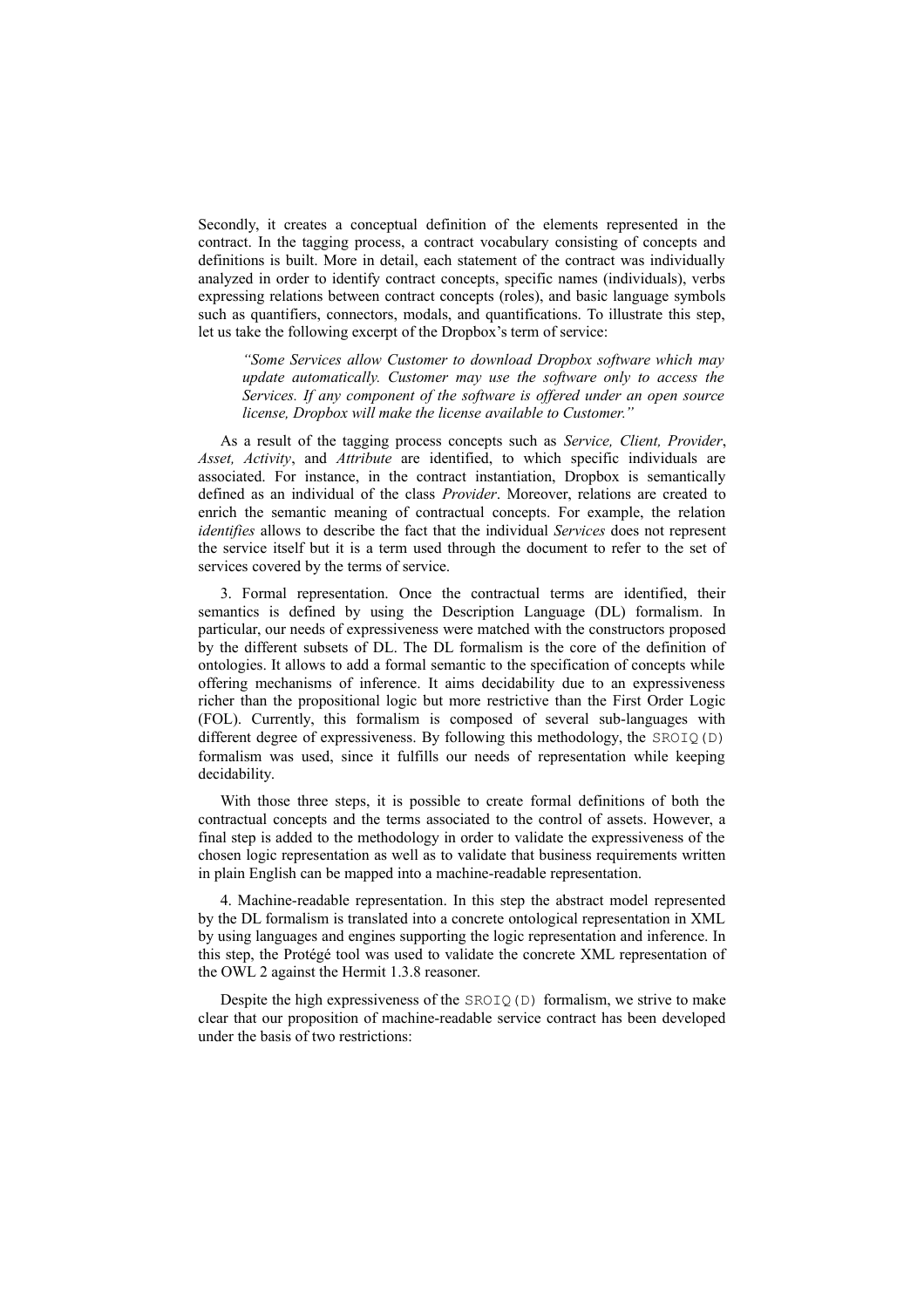Secondly, it creates a conceptual definition of the elements represented in the contract. In the tagging process, a contract vocabulary consisting of concepts and definitions is built. More in detail, each statement of the contract was individually analyzed in order to identify contract concepts, specific names (individuals), verbs expressing relations between contract concepts (roles), and basic language symbols such as quantifiers, connectors, modals, and quantifications. To illustrate this step, let us take the following excerpt of the Dropbox's term of service:

> *"Some Services allow Customer to download Dropbox software which may update automatically. Customer may use the software only to access the Services. If any component of the software is offered under an open source license, Dropbox will make the license available to Customer."*

As a result of the tagging process concepts such as *Service, Client, Provider*, *Asset, Activity*, and *Attribute* are identified, to which specific individuals are associated. For instance, in the contract instantiation, Dropbox is semantically defined as an individual of the class *Provider*. Moreover, relations are created to enrich the semantic meaning of contractual concepts. For example, the relation *identifies* allows to describe the fact that the individual *Services* does not represent the service itself but it is a term used through the document to refer to the set of services covered by the terms of service.

3. Formal representation. Once the contractual terms are identified, their semantics is defined by using the Description Language (DL) formalism. In particular, our needs of expressiveness were matched with the constructors proposed by the different subsets of DL. The DL formalism is the core of the definition of ontologies. It allows to add a formal semantic to the specification of concepts while offering mechanisms of inference. It aims decidability due to an expressiveness richer than the propositional logic but more restrictive than the First Order Logic (FOL). Currently, this formalism is composed of several sub-languages with different degree of expressiveness. By following this methodology, the `SROIQ(D)` formalism was used, since it fulfills our needs of representation while keeping decidability.

With those three steps, it is possible to create formal definitions of both the contractual concepts and the terms associated to the control of assets. However, a final step is added to the methodology in order to validate the expressiveness of the chosen logic representation as well as to validate that business requirements written in plain English can be mapped into a machine-readable representation.

4. Machine-readable representation. In this step the abstract model represented by the DL formalism is translated into a concrete ontological representation in XML by using languages and engines supporting the logic representation and inference. In this step, the Protégé tool was used to validate the concrete XML representation of the OWL 2 against the Hermit 1.3.8 reasoner.

Despite the high expressiveness of the `SROIQ(D)` formalism, we strive to make clear that our proposition of machine-readable service contract has been developed under the basis of two restrictions: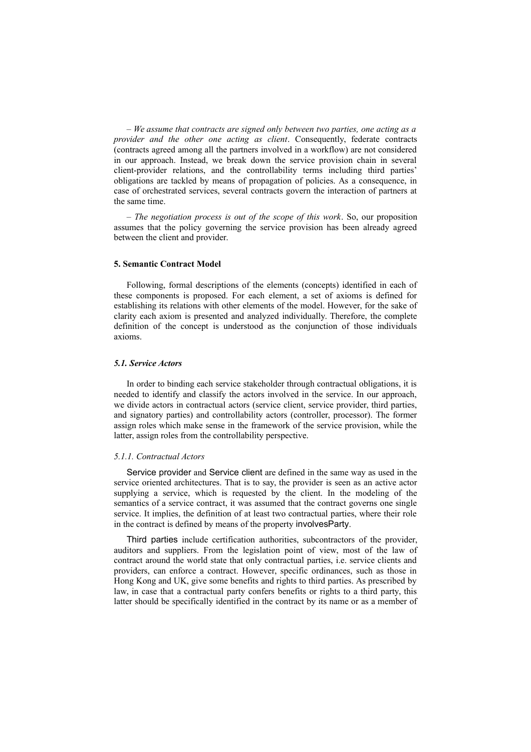– *We assume that contracts are signed only between two parties, one acting as a provider and the other one acting as client*. Consequently, federate contracts (contracts agreed among all the partners involved in a workflow) are not considered in our approach. Instead, we break down the service provision chain in several client-provider relations, and the controllability terms including third parties' obligations are tackled by means of propagation of policies. As a consequence, in case of orchestrated services, several contracts govern the interaction of partners at the same time.

– *The negotiation process is out of the scope of this work*. So, our proposition assumes that the policy governing the service provision has been already agreed between the client and provider.

## 5. Semantic Contract Model

Following, formal descriptions of the elements (concepts) identified in each of these components is proposed. For each element, a set of axioms is defined for establishing its relations with other elements of the model. However, for the sake of clarity each axiom is presented and analyzed individually. Therefore, the complete definition of the concept is understood as the conjunction of those individuals axioms.

### *5.1. Service Actors*

In order to binding each service stakeholder through contractual obligations, it is needed to identify and classify the actors involved in the service. In our approach, we divide actors in contractual actors (service client, service provider, third parties, and signatory parties) and controllability actors (controller, processor). The former assign roles which make sense in the framework of the service provision, while the latter, assign roles from the controllability perspective.

#### *5.1.1. Contractual Actors*

Service provider and Service client are defined in the same way as used in the service oriented architectures. That is to say, the provider is seen as an active actor supplying a service, which is requested by the client. In the modeling of the semantics of a service contract, it was assumed that the contract governs one single service. It implies, the definition of at least two contractual parties, where their role in the contract is defined by means of the property involvesParty.

Third parties include certification authorities, subcontractors of the provider, auditors and suppliers. From the legislation point of view, most of the law of contract around the world state that only contractual parties, i.e. service clients and providers, can enforce a contract. However, specific ordinances, such as those in Hong Kong and UK, give some benefits and rights to third parties. As prescribed by law, in case that a contractual party confers benefits or rights to a third party, this latter should be specifically identified in the contract by its name or as a member of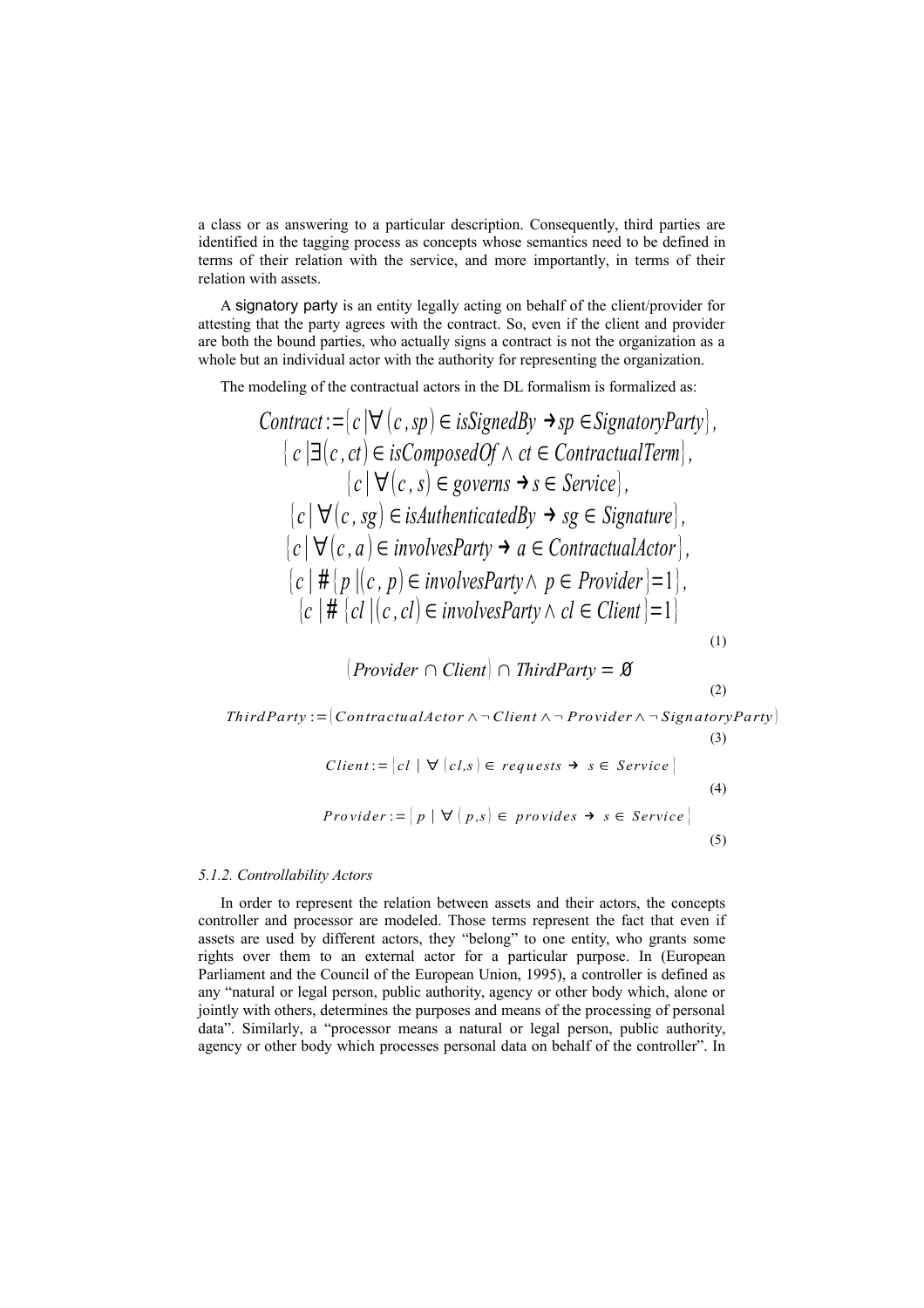a class or as answering to a particular description. Consequently, third parties are identified in the tagging process as concepts whose semantics need to be defined in terms of their relation with the service, and more importantly, in terms of their relation with assets.

A signatory party is an entity legally acting on behalf of the client/provider for attesting that the party agrees with the contract. So, even if the client and provider are both the bound parties, who actually signs a contract is not the organization as a whole but an individual actor with the authority for representing the organization.

The modeling of the contractual actors in the DL formalism is formalized as:

$$\begin{gathered} Contract := \{c \mid \forall (c, sp) \in isSignedBy \rightarrow sp \in SignatoryParty\}, \\ \{c \mid \exists (c, ct) \in isComposedOf \wedge ct \in ContractualTerm\}, \\ \{c \mid \forall (c, s) \in governs \rightarrow s \in Service\}, \\ \{c \mid \forall (c, sg) \in isAuthenticatedBy \rightarrow sg \in Signature\}, \\ \{c \mid \forall (c, a) \in involvesParty \rightarrow a \in ContractualActor\}, \\ \{c \mid \#\{p \mid (c, p) \in involvesParty \wedge p \in Provider\} = 1\}, \\ \{c \mid \#\{cl \mid (c, cl) \in involvesParty \wedge cl \in Client\} = 1\} \end{gathered} \tag{1}$$

$$(Provider \cap Client) \cap ThirdParty = \emptyset \tag{2}$$

$$ThirdParty := (ContractualActor \wedge \neg Client \wedge \neg Provider \wedge \neg SignatoryParty) \tag{3}$$

$$Client := \{cl \mid \forall (cl, s) \in requests \rightarrow s \in Service\} \tag{4}$$

$$Provider := \{p \mid \forall (p, s) \in provides \rightarrow s \in Service\} \tag{5}$$

### *5.1.2. Controllability Actors*

In order to represent the relation between assets and their actors, the concepts controller and processor are modeled. Those terms represent the fact that even if assets are used by different actors, they "belong" to one entity, who grants some rights over them to an external actor for a particular purpose. In (European Parliament and the Council of the European Union, 1995), a controller is defined as any "natural or legal person, public authority, agency or other body which, alone or jointly with others, determines the purposes and means of the processing of personal data". Similarly, a "processor means a natural or legal person, public authority, agency or other body which processes personal data on behalf of the controller". In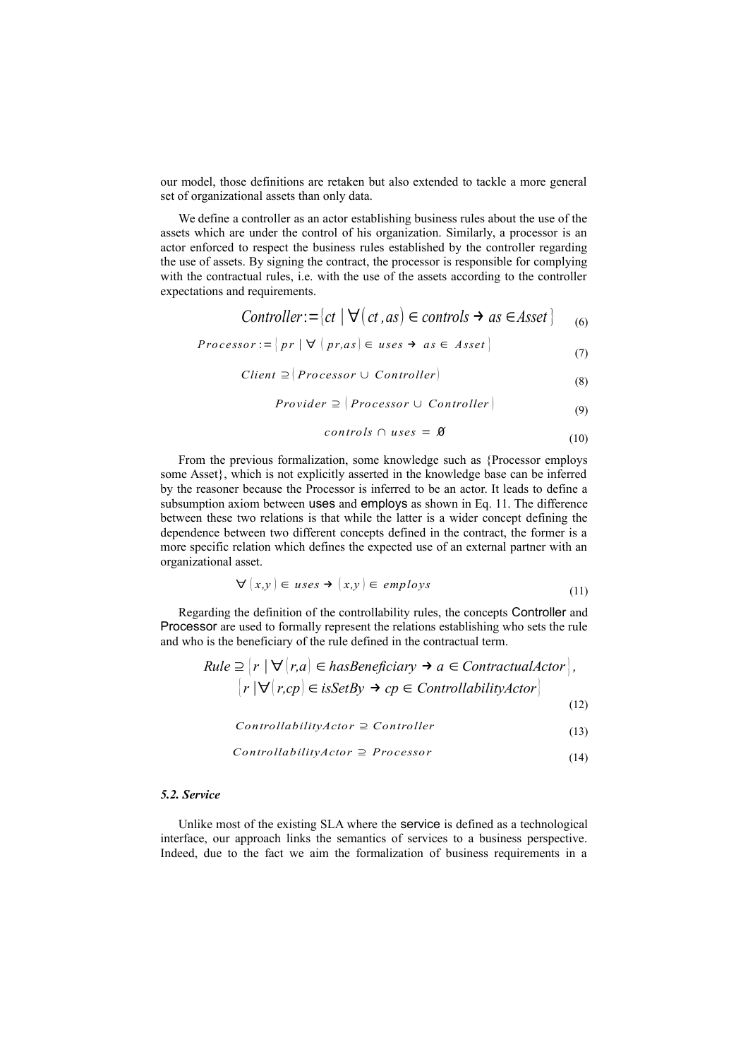our model, those definitions are retaken but also extended to tackle a more general set of organizational assets than only data.

We define a controller as an actor establishing business rules about the use of the assets which are under the control of his organization. Similarly, a processor is an actor enforced to respect the business rules established by the controller regarding the use of assets. By signing the contract, the processor is responsible for complying with the contractual rules, i.e. with the use of the assets according to the controller expectations and requirements.

$$Controller := \{ct \mid \forall (ct, as) \in controls \rightarrow as \in Asset\} \tag{6}$$

$$Processor := \{pr \mid \forall (pr, as) \in uses \rightarrow as \in Asset\} \tag{7}$$

$$Client \supseteq \{Processor \cup Controller\} \tag{8}$$

$$Provider \supseteq \{Processor \cup Controller\} \tag{9}$$

$$controls \cap uses = \emptyset \tag{10}$$

From the previous formalization, some knowledge such as {Processor employs some Asset}, which is not explicitly asserted in the knowledge base can be inferred by the reasoner because the Processor is inferred to be an actor. It leads to define a subsumption axiom between uses and employs as shown in Eq. 11. The difference between these two relations is that while the latter is a wider concept defining the dependence between two different concepts defined in the contract, the former is a more specific relation which defines the expected use of an external partner with an organizational asset.

$$\forall (x, y) \in uses \rightarrow (x, y) \in employs \tag{11}$$

Regarding the definition of the controllability rules, the concepts Controller and Processor are used to formally represent the relations establishing who sets the rule and who is the beneficiary of the rule defined in the contractual term.

$$Rule \supseteq \{r \mid \forall (r, a) \in hasBeneficiary \rightarrow a \in ContractualActor\}, \\ \{r \mid \forall (r, cp) \in isSetBy \rightarrow cp \in ControllabilityActor\} \tag{12}$$

$$ControllabilityActor \supseteq Controller \tag{13}$$

$$ControllabilityActor \supseteq Processor \tag{14}$$

### *5.2. Service*

Unlike most of the existing SLA where the service is defined as a technological interface, our approach links the semantics of services to a business perspective. Indeed, due to the fact we aim the formalization of business requirements in a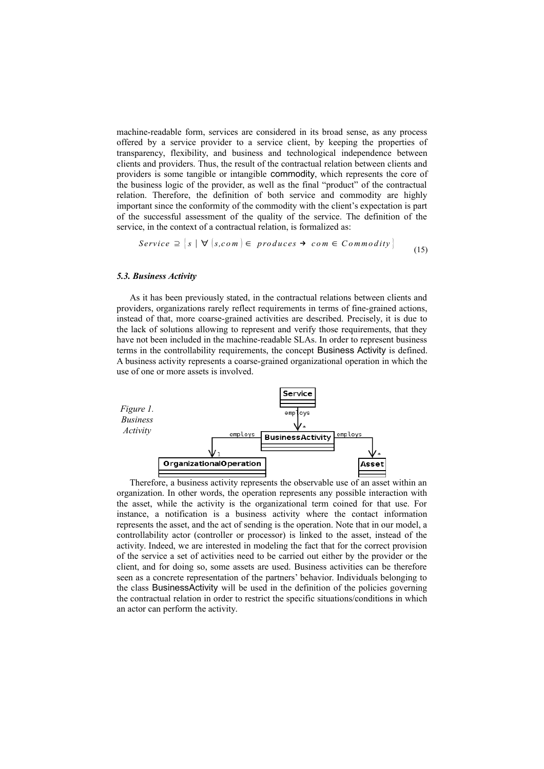machine-readable form, services are considered in its broad sense, as any process offered by a service provider to a service client, by keeping the properties of transparency, flexibility, and business and technological independence between clients and providers. Thus, the result of the contractual relation between clients and providers is some tangible or intangible commodity, which represents the core of the business logic of the provider, as well as the final "product" of the contractual relation. Therefore, the definition of both service and commodity are highly important since the conformity of the commodity with the client's expectation is part of the successful assessment of the quality of the service. The definition of the service, in the context of a contractual relation, is formalized as:

$$Service \supseteq \{ s \mid \forall (s, com) \in produces \rightarrow com \in Commodity \} \tag{15}$$

### *5.3. Business Activity*

As it has been previously stated, in the contractual relations between clients and providers, organizations rarely reflect requirements in terms of fine-grained actions, instead of that, more coarse-grained activities are described. Precisely, it is due to the lack of solutions allowing to represent and verify those requirements, that they have not been included in the machine-readable SLAs. In order to represent business terms in the controllability requirements, the concept Business Activity is defined. A business activity represents a coarse-grained organizational operation in which the use of one or more assets is involved.

*Figure 1. Business Activity*

Therefore, a business activity represents the observable use of an asset within an organization. In other words, the operation represents any possible interaction with the asset, while the activity is the organizational term coined for that use. For instance, a notification is a business activity where the contact information represents the asset, and the act of sending is the operation. Note that in our model, a controllability actor (controller or processor) is linked to the asset, instead of the activity. Indeed, we are interested in modeling the fact that for the correct provision of the service a set of activities need to be carried out either by the provider or the client, and for doing so, some assets are used. Business activities can be therefore seen as a concrete representation of the partners' behavior. Individuals belonging to the class BusinessActivity will be used in the definition of the policies governing the contractual relation in order to restrict the specific situations/conditions in which an actor can perform the activity.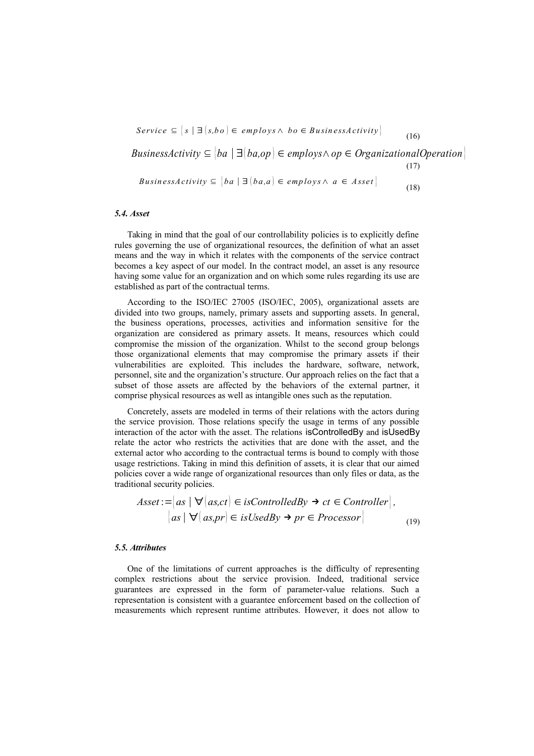$$Service \subseteq \{ s \mid \exists (s, bo) \in employs \wedge bo \in BusinessActivity \} \tag{16}$$

$$BusinessActivity \subseteq \{ ba \mid \exists (ba, op) \in employs \wedge op \in OrganizationalOperation \} \tag{17}$$

$$BusinessActivity \subseteq \{ ba \mid \exists (ba, a) \in employs \wedge a \in Asset \} \tag{18}$$

#### *5.4. Asset*

Taking in mind that the goal of our controllability policies is to explicitly define rules governing the use of organizational resources, the definition of what an asset means and the way in which it relates with the components of the service contract becomes a key aspect of our model. In the contract model, an asset is any resource having some value for an organization and on which some rules regarding its use are established as part of the contractual terms.

According to the ISO/IEC 27005 (ISO/IEC, 2005), organizational assets are divided into two groups, namely, primary assets and supporting assets. In general, the business operations, processes, activities and information sensitive for the organization are considered as primary assets. It means, resources which could compromise the mission of the organization. Whilst to the second group belongs those organizational elements that may compromise the primary assets if their vulnerabilities are exploited. This includes the hardware, software, network, personnel, site and the organization's structure. Our approach relies on the fact that a subset of those assets are affected by the behaviors of the external partner, it comprise physical resources as well as intangible ones such as the reputation.

Concretely, assets are modeled in terms of their relations with the actors during the service provision. Those relations specify the usage in terms of any possible interaction of the actor with the asset. The relations isControlledBy and isUsedBy relate the actor who restricts the activities that are done with the asset, and the external actor who according to the contractual terms is bound to comply with those usage restrictions. Taking in mind this definition of assets, it is clear that our aimed policies cover a wide range of organizational resources than only files or data, as the traditional security policies.

$$Asset := \{ as \mid \forall (as, ct) \in isControlledBy \rightarrow ct \in Controller \}, \\ \{ as \mid \forall (as, pr) \in isUsedBy \rightarrow pr \in Processor \} \tag{19}$$

#### *5.5. Attributes*

One of the limitations of current approaches is the difficulty of representing complex restrictions about the service provision. Indeed, traditional service guarantees are expressed in the form of parameter-value relations. Such a representation is consistent with a guarantee enforcement based on the collection of measurements which represent runtime attributes. However, it does not allow to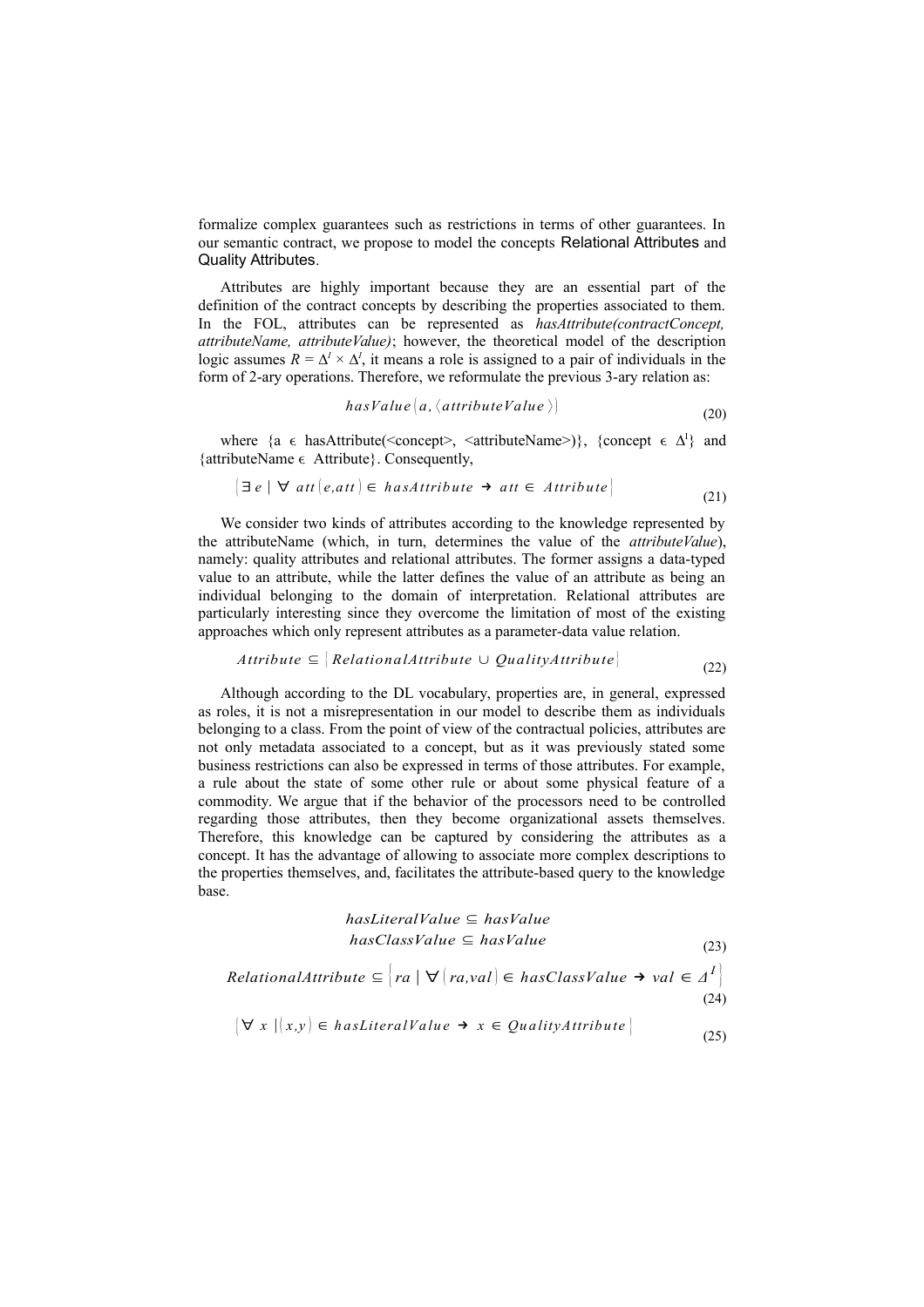formalize complex guarantees such as restrictions in terms of other guarantees. In our semantic contract, we propose to model the concepts Relational Attributes and Quality Attributes.

Attributes are highly important because they are an essential part of the definition of the contract concepts by describing the properties associated to them. In the FOL, attributes can be represented as *hasAttribute(contractConcept, attributeName, attributeValue)*; however, the theoretical model of the description logic assumes $R = \Delta^I \times \Delta^I$, it means a role is assigned to a pair of individuals in the form of 2-ary operations. Therefore, we reformulate the previous 3-ary relation as:

$$hasValue(a, \langle attributeValue \rangle) \tag{20}$$

where {a ϵ hasAttribute(<concept>, <attributeName>)}, {concept ϵ $\Delta^I$} and {attributeName ϵ Attribute}. Consequently,

$$(\exists e \mid \forall\ att(e,att) \in hasAttribute \rightarrow att \in Attribute) \tag{21}$$

We consider two kinds of attributes according to the knowledge represented by the attributeName (which, in turn, determines the value of the *attributeValue*), namely: quality attributes and relational attributes. The former assigns a data-typed value to an attribute, while the latter defines the value of an attribute as being an individual belonging to the domain of interpretation. Relational attributes are particularly interesting since they overcome the limitation of most of the existing approaches which only represent attributes as a parameter-data value relation.

$$Attribute \subseteq (RelationalAttribute \cup QualityAttribute) \tag{22}$$

Although according to the DL vocabulary, properties are, in general, expressed as roles, it is not a misrepresentation in our model to describe them as individuals belonging to a class. From the point of view of the contractual policies, attributes are not only metadata associated to a concept, but as it was previously stated some business restrictions can also be expressed in terms of those attributes. For example, a rule about the state of some other rule or about some physical feature of a commodity. We argue that if the behavior of the processors need to be controlled regarding those attributes, then they become organizational assets themselves. Therefore, this knowledge can be captured by considering the attributes as a concept. It has the advantage of allowing to associate more complex descriptions to the properties themselves, and, facilitates the attribute-based query to the knowledge base.

$$\begin{aligned} hasLiteralValue &\subseteq hasValue \\ hasClassValue &\subseteq hasValue \end{aligned} \tag{23}$$

$$RelationalAttribute \subseteq \left\{ra \mid \forall (ra,val) \in hasClassValue \rightarrow val \in \Delta^I\right\} \tag{24}$$

$$(\forall\ x \mid (x,y) \in hasLiteralValue \rightarrow x \in QualityAttribute) \tag{25}$$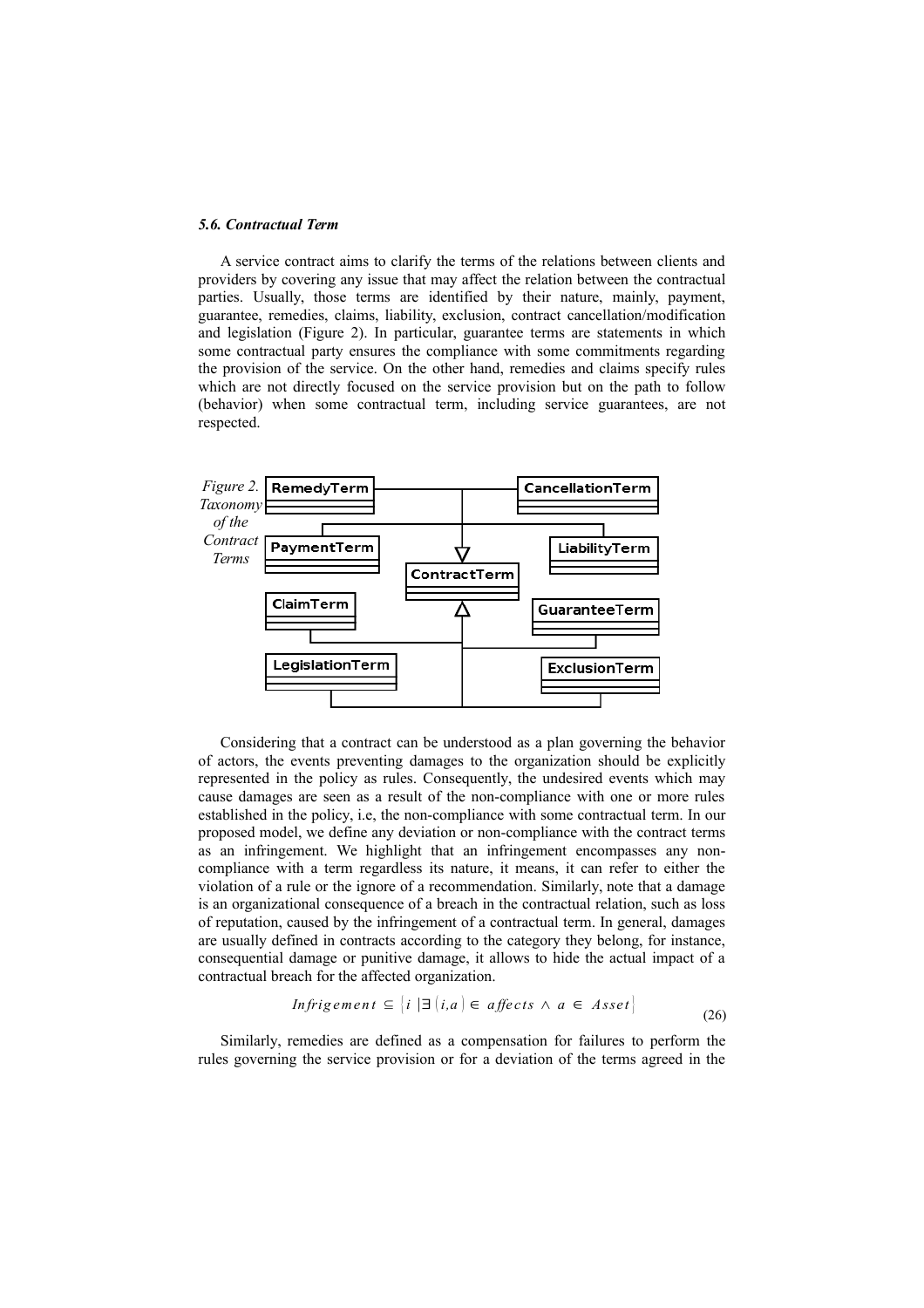### *5.6. Contractual Term*

A service contract aims to clarify the terms of the relations between clients and providers by covering any issue that may affect the relation between the contractual parties. Usually, those terms are identified by their nature, mainly, payment, guarantee, remedies, claims, liability, exclusion, contract cancellation/modification and legislation (Figure 2). In particular, guarantee terms are statements in which some contractual party ensures the compliance with some commitments regarding the provision of the service. On the other hand, remedies and claims specify rules which are not directly focused on the service provision but on the path to follow (behavior) when some contractual term, including service guarantees, are not respected.

*Figure 2. Taxonomy of the Contract Terms*

Considering that a contract can be understood as a plan governing the behavior of actors, the events preventing damages to the organization should be explicitly represented in the policy as rules. Consequently, the undesired events which may cause damages are seen as a result of the non-compliance with one or more rules established in the policy, i.e, the non-compliance with some contractual term. In our proposed model, we define any deviation or non-compliance with the contract terms as an infringement. We highlight that an infringement encompasses any non-compliance with a term regardless its nature, it means, it can refer to either the violation of a rule or the ignore of a recommendation. Similarly, note that a damage is an organizational consequence of a breach in the contractual relation, such as loss of reputation, caused by the infringement of a contractual term. In general, damages are usually defined in contracts according to the category they belong, for instance, consequential damage or punitive damage, it allows to hide the actual impact of a contractual breach for the affected organization.

$$Infrigement \subseteq \{i \mid \exists (i,a) \in affects \wedge a \in Asset\} \tag{26}$$

Similarly, remedies are defined as a compensation for failures to perform the rules governing the service provision or for a deviation of the terms agreed in the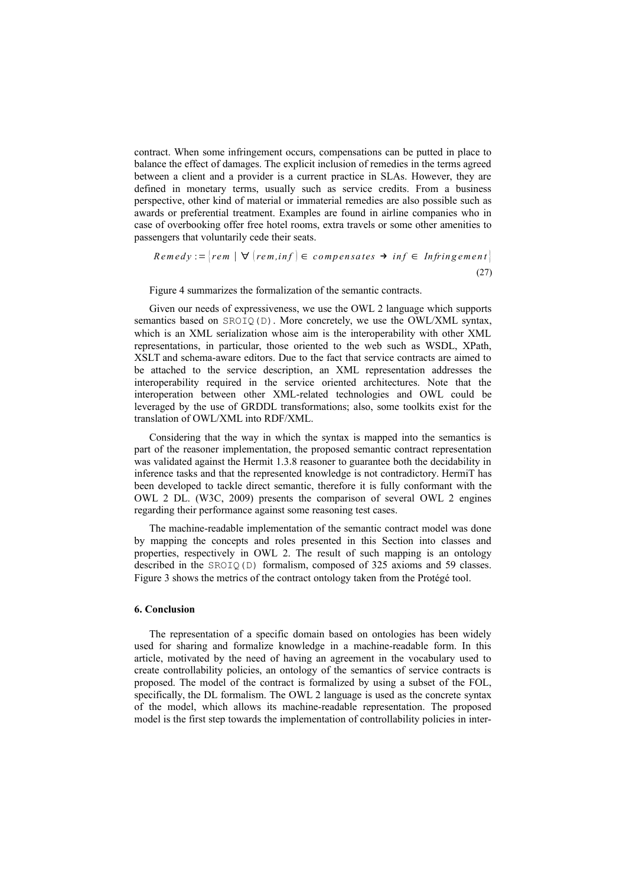contract. When some infringement occurs, compensations can be putted in place to balance the effect of damages. The explicit inclusion of remedies in the terms agreed between a client and a provider is a current practice in SLAs. However, they are defined in monetary terms, usually such as service credits. From a business perspective, other kind of material or immaterial remedies are also possible such as awards or preferential treatment. Examples are found in airline companies who in case of overbooking offer free hotel rooms, extra travels or some other amenities to passengers that voluntarily cede their seats.

$$Remedy := \{ rem \mid \forall (rem, inf) \in compensates \rightarrow inf \in Infringement \} \tag{27}$$

Figure 4 summarizes the formalization of the semantic contracts.

Given our needs of expressiveness, we use the OWL 2 language which supports semantics based on SROIQ(D). More concretely, we use the OWL/XML syntax, which is an XML serialization whose aim is the interoperability with other XML representations, in particular, those oriented to the web such as WSDL, XPath, XSLT and schema-aware editors. Due to the fact that service contracts are aimed to be attached to the service description, an XML representation addresses the interoperability required in the service oriented architectures. Note that the interoperation between other XML-related technologies and OWL could be leveraged by the use of GRDDL transformations; also, some toolkits exist for the translation of OWL/XML into RDF/XML.

Considering that the way in which the syntax is mapped into the semantics is part of the reasoner implementation, the proposed semantic contract representation was validated against the Hermit 1.3.8 reasoner to guarantee both the decidability in inference tasks and that the represented knowledge is not contradictory. HermiT has been developed to tackle direct semantic, therefore it is fully conformant with the OWL 2 DL. (W3C, 2009) presents the comparison of several OWL 2 engines regarding their performance against some reasoning test cases.

The machine-readable implementation of the semantic contract model was done by mapping the concepts and roles presented in this Section into classes and properties, respectively in OWL 2. The result of such mapping is an ontology described in the SROIQ(D) formalism, composed of 325 axioms and 59 classes. Figure 3 shows the metrics of the contract ontology taken from the Protégé tool.

## 6. Conclusion

The representation of a specific domain based on ontologies has been widely used for sharing and formalize knowledge in a machine-readable form. In this article, motivated by the need of having an agreement in the vocabulary used to create controllability policies, an ontology of the semantics of service contracts is proposed. The model of the contract is formalized by using a subset of the FOL, specifically, the DL formalism. The OWL 2 language is used as the concrete syntax of the model, which allows its machine-readable representation. The proposed model is the first step towards the implementation of controllability policies in inter-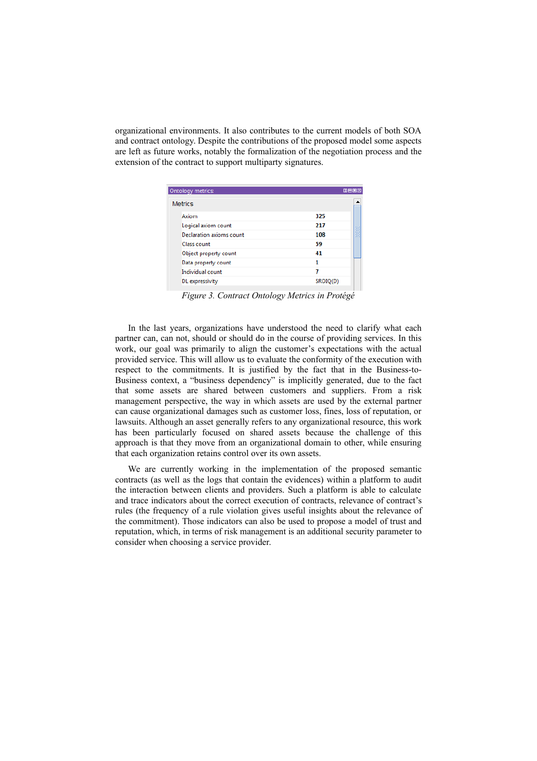organizational environments. It also contributes to the current models of both SOA and contract ontology. Despite the contributions of the proposed model some aspects are left as future works, notably the formalization of the negotiation process and the extension of the contract to support multiparty signatures.

| Metrics | |
|---|---|
| Axiom | 325 |
| Logical axiom count | 217 |
| Declaration axioms count | 108 |
| Class count | 59 |
| Object property count | 41 |
| Data property count | 1 |
| Individual count | 7 |
| DL expressivity | SROIQ(D) |

*Figure 3. Contract Ontology Metrics in Protégé*

In the last years, organizations have understood the need to clarify what each partner can, can not, should or should do in the course of providing services. In this work, our goal was primarily to align the customer's expectations with the actual provided service. This will allow us to evaluate the conformity of the execution with respect to the commitments. It is justified by the fact that in the Business-to-Business context, a "business dependency" is implicitly generated, due to the fact that some assets are shared between customers and suppliers. From a risk management perspective, the way in which assets are used by the external partner can cause organizational damages such as customer loss, fines, loss of reputation, or lawsuits. Although an asset generally refers to any organizational resource, this work has been particularly focused on shared assets because the challenge of this approach is that they move from an organizational domain to other, while ensuring that each organization retains control over its own assets.

We are currently working in the implementation of the proposed semantic contracts (as well as the logs that contain the evidences) within a platform to audit the interaction between clients and providers. Such a platform is able to calculate and trace indicators about the correct execution of contracts, relevance of contract's rules (the frequency of a rule violation gives useful insights about the relevance of the commitment). Those indicators can also be used to propose a model of trust and reputation, which, in terms of risk management is an additional security parameter to consider when choosing a service provider.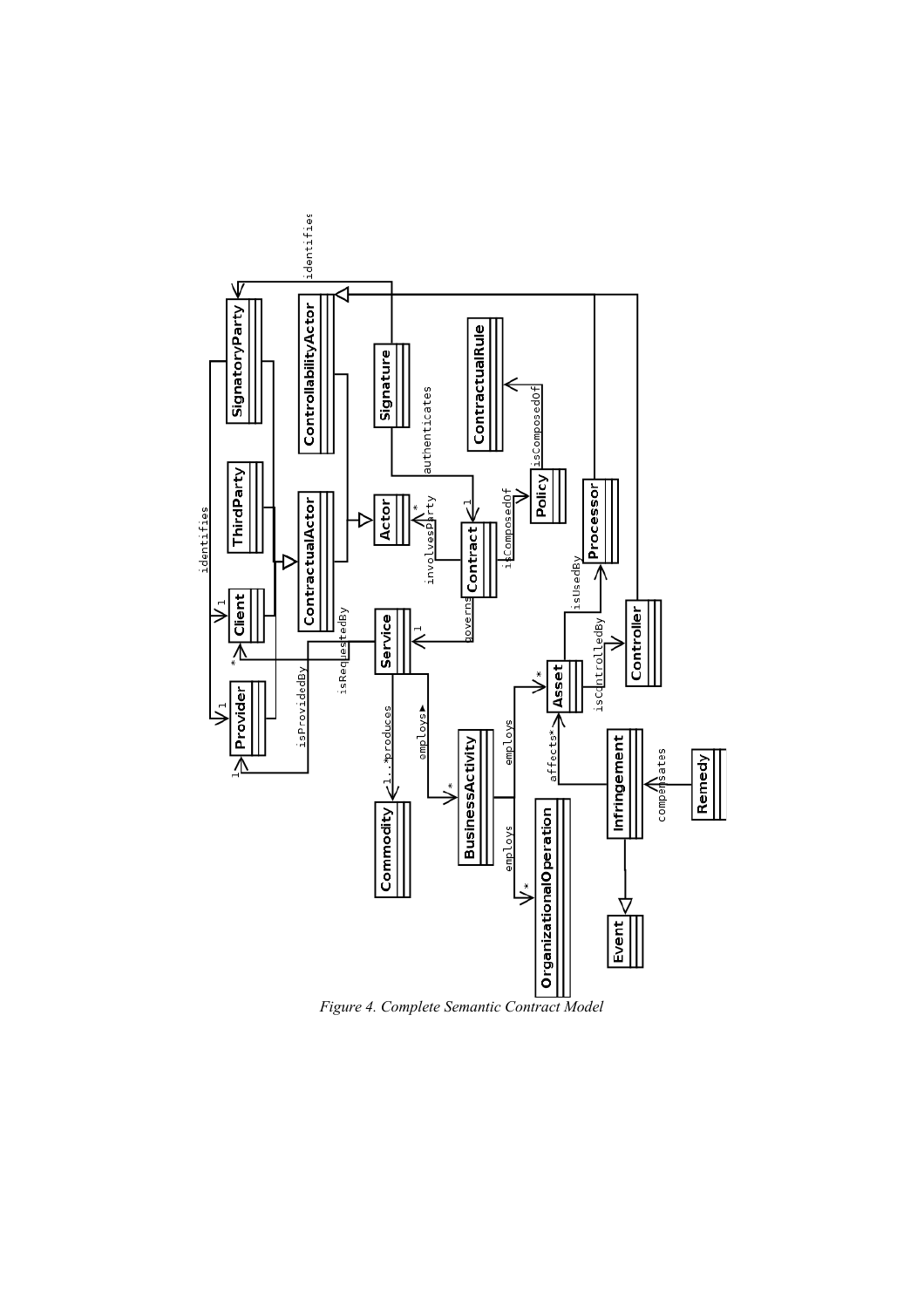*Figure 4. Complete Semantic Contract Model*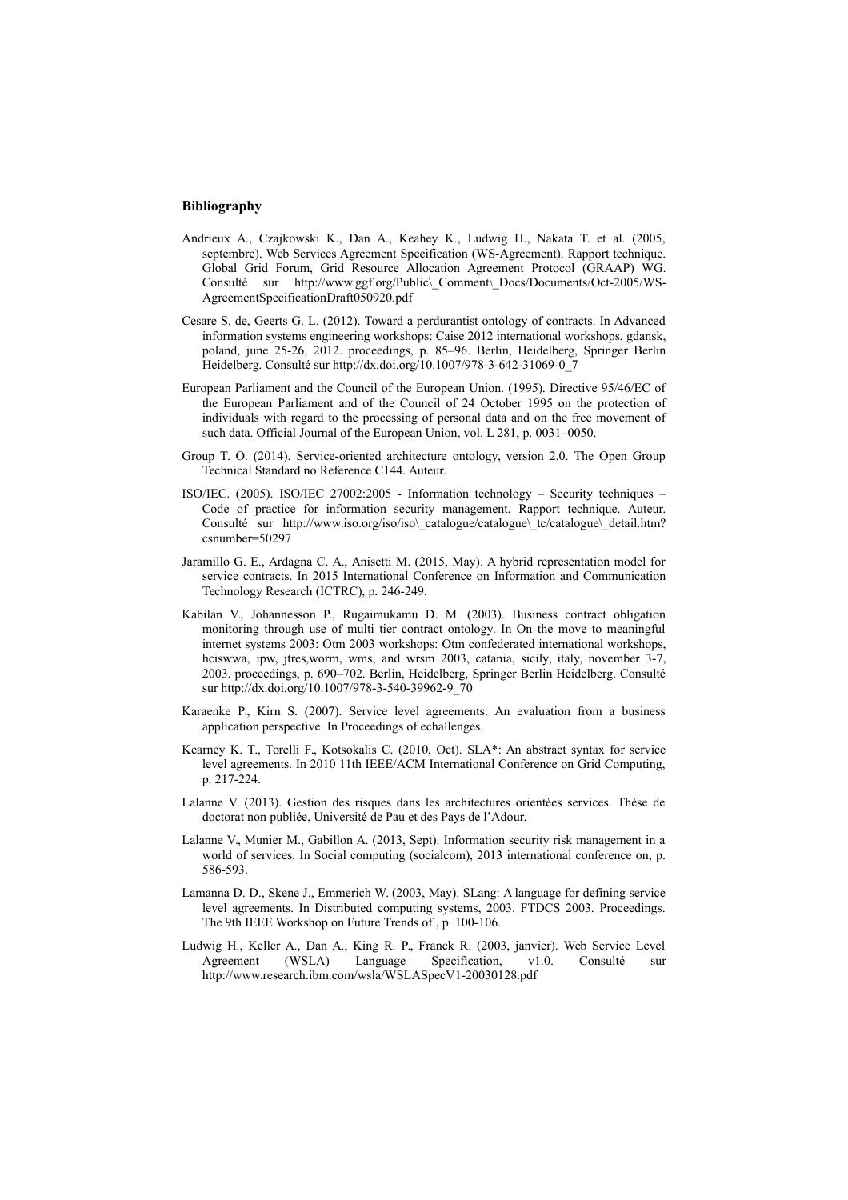## Bibliography

Andrieux A., Czajkowski K., Dan A., Keahey K., Ludwig H., Nakata T. et al. (2005, septembre). Web Services Agreement Specification (WS-Agreement). Rapport technique. Global Grid Forum, Grid Resource Allocation Agreement Protocol (GRAAP) WG. Consulté sur http://www.ggf.org/Public\_Comment\_Docs/Documents/Oct-2005/WS-AgreementSpecificationDraft050920.pdf

Cesare S. de, Geerts G. L. (2012). Toward a perdurantist ontology of contracts. In Advanced information systems engineering workshops: Caise 2012 international workshops, gdansk, poland, june 25-26, 2012. proceedings, p. 85–96. Berlin, Heidelberg, Springer Berlin Heidelberg. Consulté sur http://dx.doi.org/10.1007/978-3-642-31069-0_7

European Parliament and the Council of the European Union. (1995). Directive 95/46/EC of the European Parliament and of the Council of 24 October 1995 on the protection of individuals with regard to the processing of personal data and on the free movement of such data. Official Journal of the European Union, vol. L 281, p. 0031–0050.

Group T. O. (2014). Service-oriented architecture ontology, version 2.0. The Open Group Technical Standard no Reference C144. Auteur.

ISO/IEC. (2005). ISO/IEC 27002:2005 - Information technology – Security techniques – Code of practice for information security management. Rapport technique. Auteur. Consulté sur http://www.iso.org/iso/iso\_catalogue/catalogue\_tc/catalogue\_detail.htm?csnumber=50297

Jaramillo G. E., Ardagna C. A., Anisetti M. (2015, May). A hybrid representation model for service contracts. In 2015 International Conference on Information and Communication Technology Research (ICTRC), p. 246-249.

Kabilan V., Johannesson P., Rugaimukamu D. M. (2003). Business contract obligation monitoring through use of multi tier contract ontology. In On the move to meaningful internet systems 2003: Otm 2003 workshops: Otm confederated international workshops, hciswwa, ipw, jtres,worm, wms, and wrsm 2003, catania, sicily, italy, november 3-7, 2003. proceedings, p. 690–702. Berlin, Heidelberg, Springer Berlin Heidelberg. Consulté sur http://dx.doi.org/10.1007/978-3-540-39962-9_70

Karaenke P., Kirn S. (2007). Service level agreements: An evaluation from a business application perspective. In Proceedings of echallenges.

Kearney K. T., Torelli F., Kotsokalis C. (2010, Oct). SLA*: An abstract syntax for service level agreements. In 2010 11th IEEE/ACM International Conference on Grid Computing, p. 217-224.

Lalanne V. (2013). Gestion des risques dans les architectures orientées services. Thèse de doctorat non publiée, Université de Pau et des Pays de l'Adour.

Lalanne V., Munier M., Gabillon A. (2013, Sept). Information security risk management in a world of services. In Social computing (socialcom), 2013 international conference on, p. 586-593.

Lamanna D. D., Skene J., Emmerich W. (2003, May). SLang: A language for defining service level agreements. In Distributed computing systems, 2003. FTDCS 2003. Proceedings. The 9th IEEE Workshop on Future Trends of , p. 100-106.

Ludwig H., Keller A., Dan A., King R. P., Franck R. (2003, janvier). Web Service Level Agreement (WSLA) Language Specification, v1.0. Consulté sur http://www.research.ibm.com/wsla/WSLASpecV1-20030128.pdf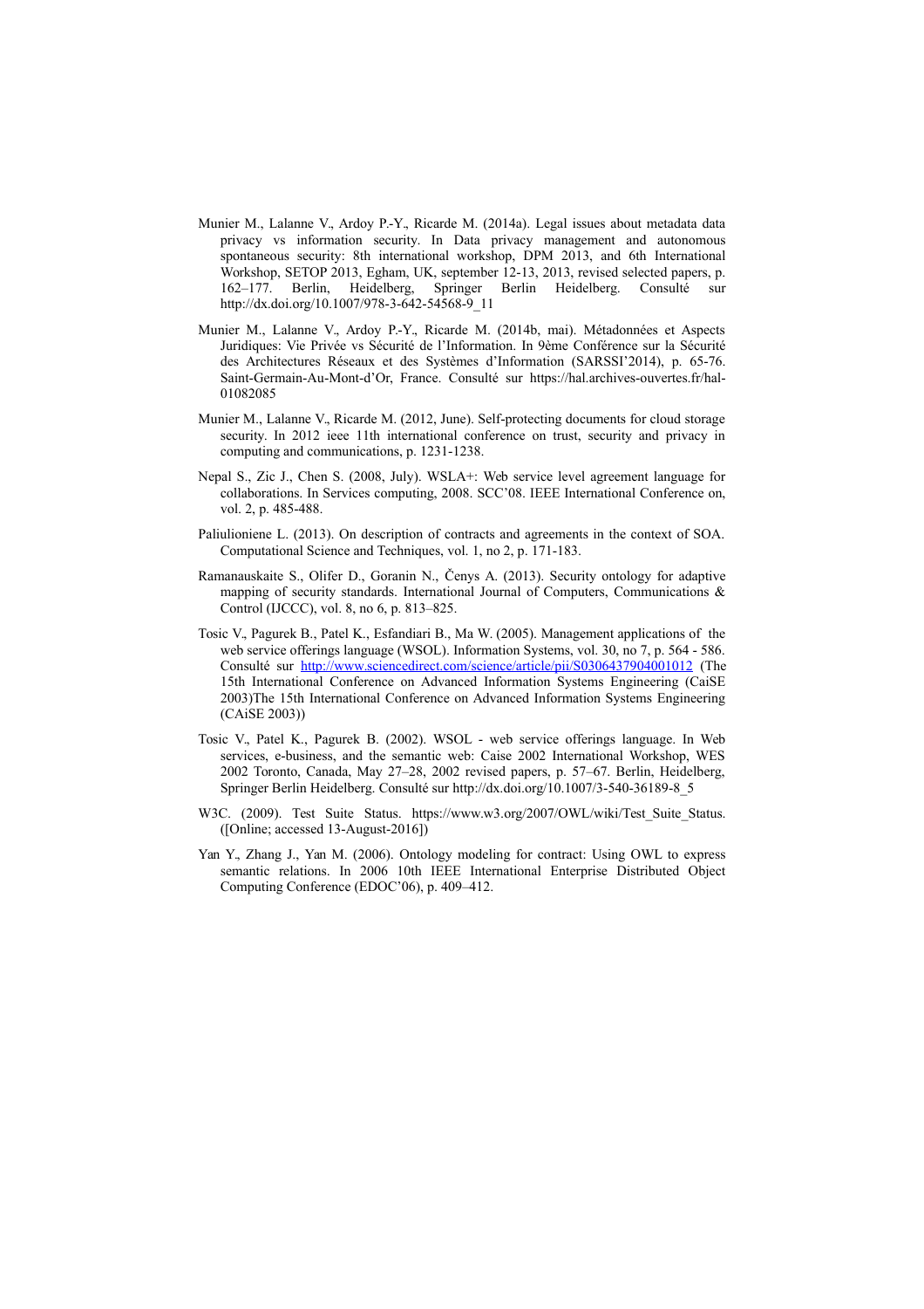Munier M., Lalanne V., Ardoy P.-Y., Ricarde M. (2014a). Legal issues about metadata data privacy vs information security. In Data privacy management and autonomous spontaneous security: 8th international workshop, DPM 2013, and 6th International Workshop, SETOP 2013, Egham, UK, september 12-13, 2013, revised selected papers, p. 162–177. Berlin, Heidelberg, Springer Berlin Heidelberg. Consulté sur http://dx.doi.org/10.1007/978-3-642-54568-9_11

Munier M., Lalanne V., Ardoy P.-Y., Ricarde M. (2014b, mai). Métadonnées et Aspects Juridiques: Vie Privée vs Sécurité de l'Information. In 9ème Conférence sur la Sécurité des Architectures Réseaux et des Systèmes d'Information (SARSSI'2014), p. 65-76. Saint-Germain-Au-Mont-d'Or, France. Consulté sur https://hal.archives-ouvertes.fr/hal-01082085

Munier M., Lalanne V., Ricarde M. (2012, June). Self-protecting documents for cloud storage security. In 2012 ieee 11th international conference on trust, security and privacy in computing and communications, p. 1231-1238.

Nepal S., Zic J., Chen S. (2008, July). WSLA+: Web service level agreement language for collaborations. In Services computing, 2008. SCC'08. IEEE International Conference on, vol. 2, p. 485-488.

Paliulioniene L. (2013). On description of contracts and agreements in the context of SOA. Computational Science and Techniques, vol. 1, no 2, p. 171-183.

Ramanauskaite S., Olifer D., Goranin N., Čenys A. (2013). Security ontology for adaptive mapping of security standards. International Journal of Computers, Communications & Control (IJCCC), vol. 8, no 6, p. 813–825.

Tosic V., Pagurek B., Patel K., Esfandiari B., Ma W. (2005). Management applications of the web service offerings language (WSOL). Information Systems, vol. 30, no 7, p. 564 - 586. Consulté sur http://www.sciencedirect.com/science/article/pii/S0306437904001012 (The 15th International Conference on Advanced Information Systems Engineering (CaiSE 2003)The 15th International Conference on Advanced Information Systems Engineering (CAiSE 2003))

Tosic V., Patel K., Pagurek B. (2002). WSOL - web service offerings language. In Web services, e-business, and the semantic web: Caise 2002 International Workshop, WES 2002 Toronto, Canada, May 27–28, 2002 revised papers, p. 57–67. Berlin, Heidelberg, Springer Berlin Heidelberg. Consulté sur http://dx.doi.org/10.1007/3-540-36189-8_5

W3C. (2009). Test Suite Status. https://www.w3.org/2007/OWL/wiki/Test_Suite_Status. ([Online; accessed 13-August-2016])

Yan Y., Zhang J., Yan M. (2006). Ontology modeling for contract: Using OWL to express semantic relations. In 2006 10th IEEE International Enterprise Distributed Object Computing Conference (EDOC'06), p. 409–412.